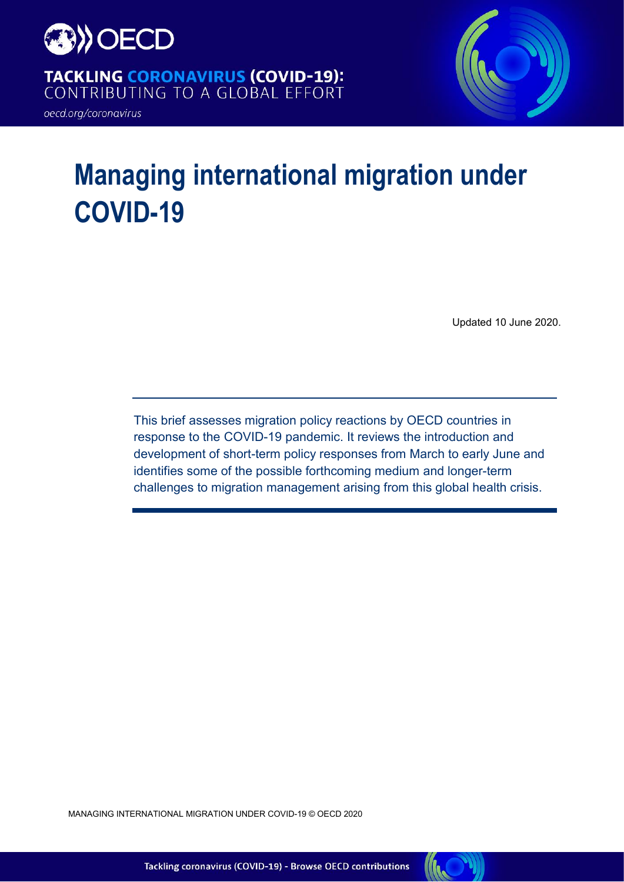TACKLING CORONAVIRUS (COVID-19): CONTRIBUTING TO A GLOBAL EFFORT

oecd.org/coronavirus

# Managing international migration under COVID-19

Updated 10 June 2020.

This brief assesses migration policy reactions by OECD countries in response to the COVID-19 pandemic. It reviews the introduction and development of short-term policy responses from March to early June and identifies some of the possible forthcoming medium and longer-term challenges to migration management arising from this global health crisis.

MANAGING INTERNATIONAL MIGRATION UNDER COVID-19 © OECD 2020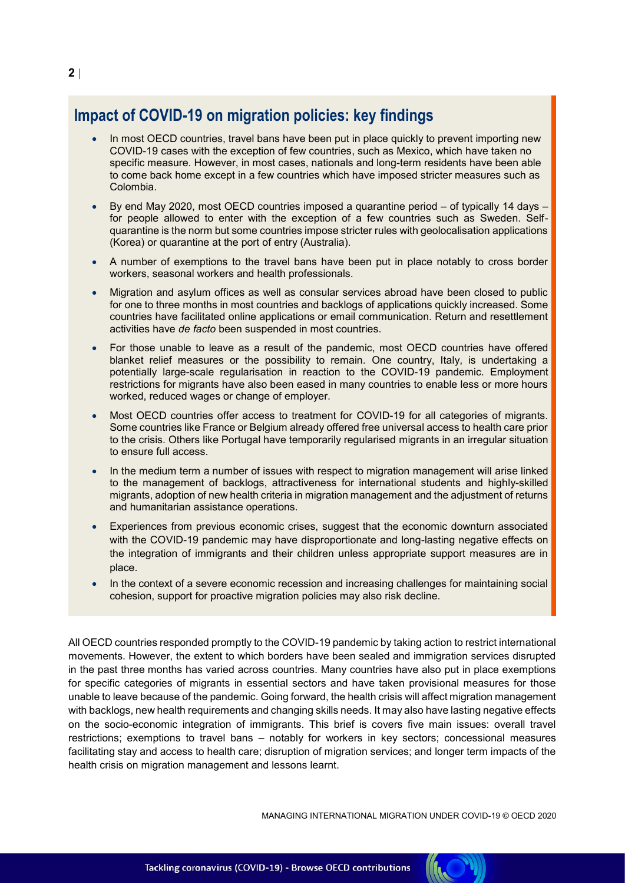## Impact of COVID-19 on migration policies: key findings

- In most OECD countries, travel bans have been put in place quickly to prevent importing new COVID-19 cases with the exception of few countries, such as Mexico, which have taken no specific measure. However, in most cases, nationals and long-term residents have been able to come back home except in a few countries which have imposed stricter measures such as Colombia.
- By end May 2020, most OECD countries imposed a quarantine period – of typically 14 days – for people allowed to enter with the exception of a few countries such as Sweden. Self-quarantine is the norm but some countries impose stricter rules with geolocalisation applications (Korea) or quarantine at the port of entry (Australia).
- A number of exemptions to the travel bans have been put in place notably to cross border workers, seasonal workers and health professionals.
- Migration and asylum offices as well as consular services abroad have been closed to public for one to three months in most countries and backlogs of applications quickly increased. Some countries have facilitated online applications or email communication. Return and resettlement activities have *de facto* been suspended in most countries.
- For those unable to leave as a result of the pandemic, most OECD countries have offered blanket relief measures or the possibility to remain. One country, Italy, is undertaking a potentially large-scale regularisation in reaction to the COVID-19 pandemic. Employment restrictions for migrants have also been eased in many countries to enable less or more hours worked, reduced wages or change of employer.
- Most OECD countries offer access to treatment for COVID-19 for all categories of migrants. Some countries like France or Belgium already offered free universal access to health care prior to the crisis. Others like Portugal have temporarily regularised migrants in an irregular situation to ensure full access.
- In the medium term a number of issues with respect to migration management will arise linked to the management of backlogs, attractiveness for international students and highly-skilled migrants, adoption of new health criteria in migration management and the adjustment of returns and humanitarian assistance operations.
- Experiences from previous economic crises, suggest that the economic downturn associated with the COVID-19 pandemic may have disproportionate and long-lasting negative effects on the integration of immigrants and their children unless appropriate support measures are in place.
- In the context of a severe economic recession and increasing challenges for maintaining social cohesion, support for proactive migration policies may also risk decline.

All OECD countries responded promptly to the COVID-19 pandemic by taking action to restrict international movements. However, the extent to which borders have been sealed and immigration services disrupted in the past three months has varied across countries. Many countries have also put in place exemptions for specific categories of migrants in essential sectors and have taken provisional measures for those unable to leave because of the pandemic. Going forward, the health crisis will affect migration management with backlogs, new health requirements and changing skills needs. It may also have lasting negative effects on the socio-economic integration of immigrants. This brief is covers five main issues: overall travel restrictions; exemptions to travel bans – notably for workers in key sectors; concessional measures facilitating stay and access to health care; disruption of migration services; and longer term impacts of the health crisis on migration management and lessons learnt.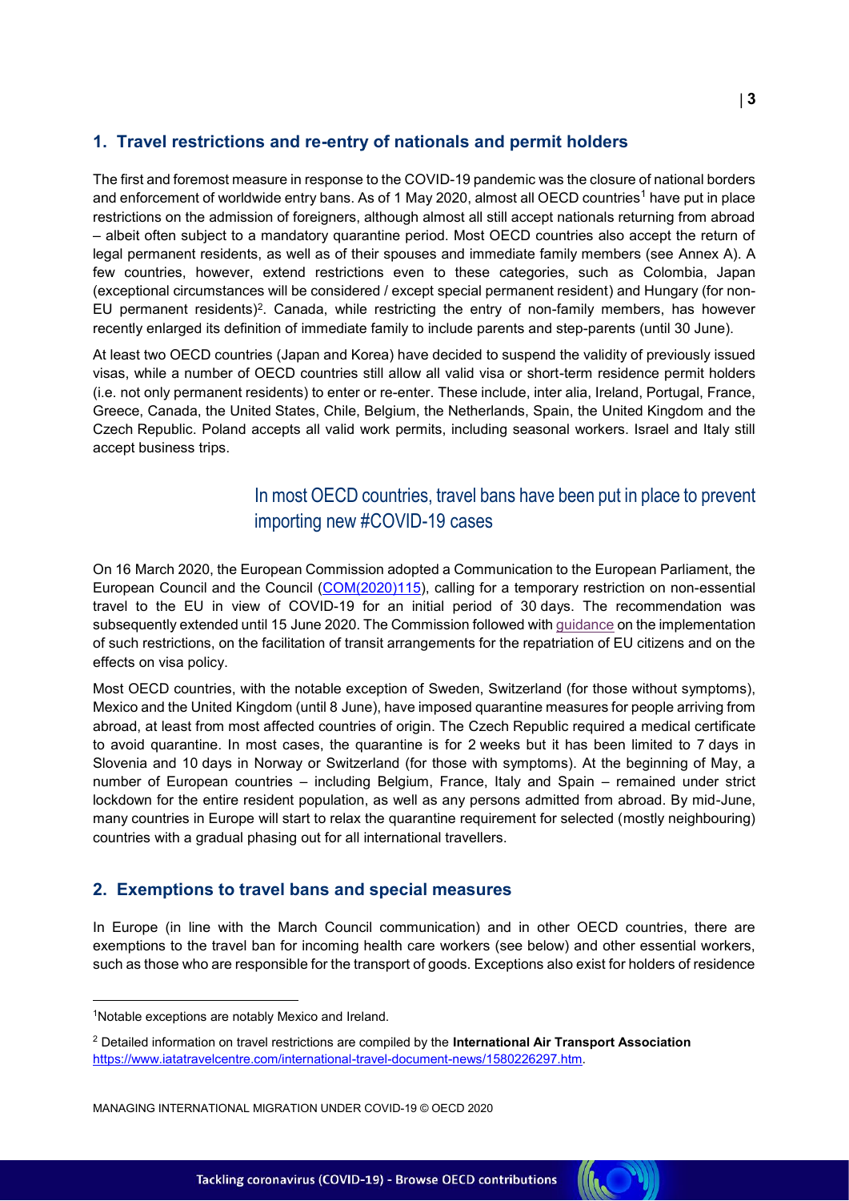## 1. Travel restrictions and re-entry of nationals and permit holders

The first and foremost measure in response to the COVID-19 pandemic was the closure of national borders and enforcement of worldwide entry bans. As of 1 May 2020, almost all OECD countries[1] have put in place restrictions on the admission of foreigners, although almost all still accept nationals returning from abroad – albeit often subject to a mandatory quarantine period. Most OECD countries also accept the return of legal permanent residents, as well as of their spouses and immediate family members (see Annex A). A few countries, however, extend restrictions even to these categories, such as Colombia, Japan (exceptional circumstances will be considered / except special permanent resident) and Hungary (for non-EU permanent residents)[2]. Canada, while restricting the entry of non-family members, has however recently enlarged its definition of immediate family to include parents and step-parents (until 30 June).

At least two OECD countries (Japan and Korea) have decided to suspend the validity of previously issued visas, while a number of OECD countries still allow all valid visa or short-term residence permit holders (i.e. not only permanent residents) to enter or re-enter. These include, inter alia, Ireland, Portugal, France, Greece, Canada, the United States, Chile, Belgium, the Netherlands, Spain, the United Kingdom and the Czech Republic. Poland accepts all valid work permits, including seasonal workers. Israel and Italy still accept business trips.

> In most OECD countries, travel bans have been put in place to prevent importing new #COVID-19 cases

On 16 March 2020, the European Commission adopted a Communication to the European Parliament, the European Council and the Council (COM(2020)115), calling for a temporary restriction on non-essential travel to the EU in view of COVID-19 for an initial period of 30 days. The recommendation was subsequently extended until 15 June 2020. The Commission followed with guidance on the implementation of such restrictions, on the facilitation of transit arrangements for the repatriation of EU citizens and on the effects on visa policy.

Most OECD countries, with the notable exception of Sweden, Switzerland (for those without symptoms), Mexico and the United Kingdom (until 8 June), have imposed quarantine measures for people arriving from abroad, at least from most affected countries of origin. The Czech Republic required a medical certificate to avoid quarantine. In most cases, the quarantine is for 2 weeks but it has been limited to 7 days in Slovenia and 10 days in Norway or Switzerland (for those with symptoms). At the beginning of May, a number of European countries – including Belgium, France, Italy and Spain – remained under strict lockdown for the entire resident population, as well as any persons admitted from abroad. By mid-June, many countries in Europe will start to relax the quarantine requirement for selected (mostly neighbouring) countries with a gradual phasing out for all international travellers.

## 2. Exemptions to travel bans and special measures

In Europe (in line with the March Council communication) and in other OECD countries, there are exemptions to the travel ban for incoming health care workers (see below) and other essential workers, such as those who are responsible for the transport of goods. Exceptions also exist for holders of residence

---

[1] Notable exceptions are notably Mexico and Ireland.

[2] Detailed information on travel restrictions are compiled by the **International Air Transport Association** https://www.iatatravelcentre.com/international-travel-document-news/1580226297.htm.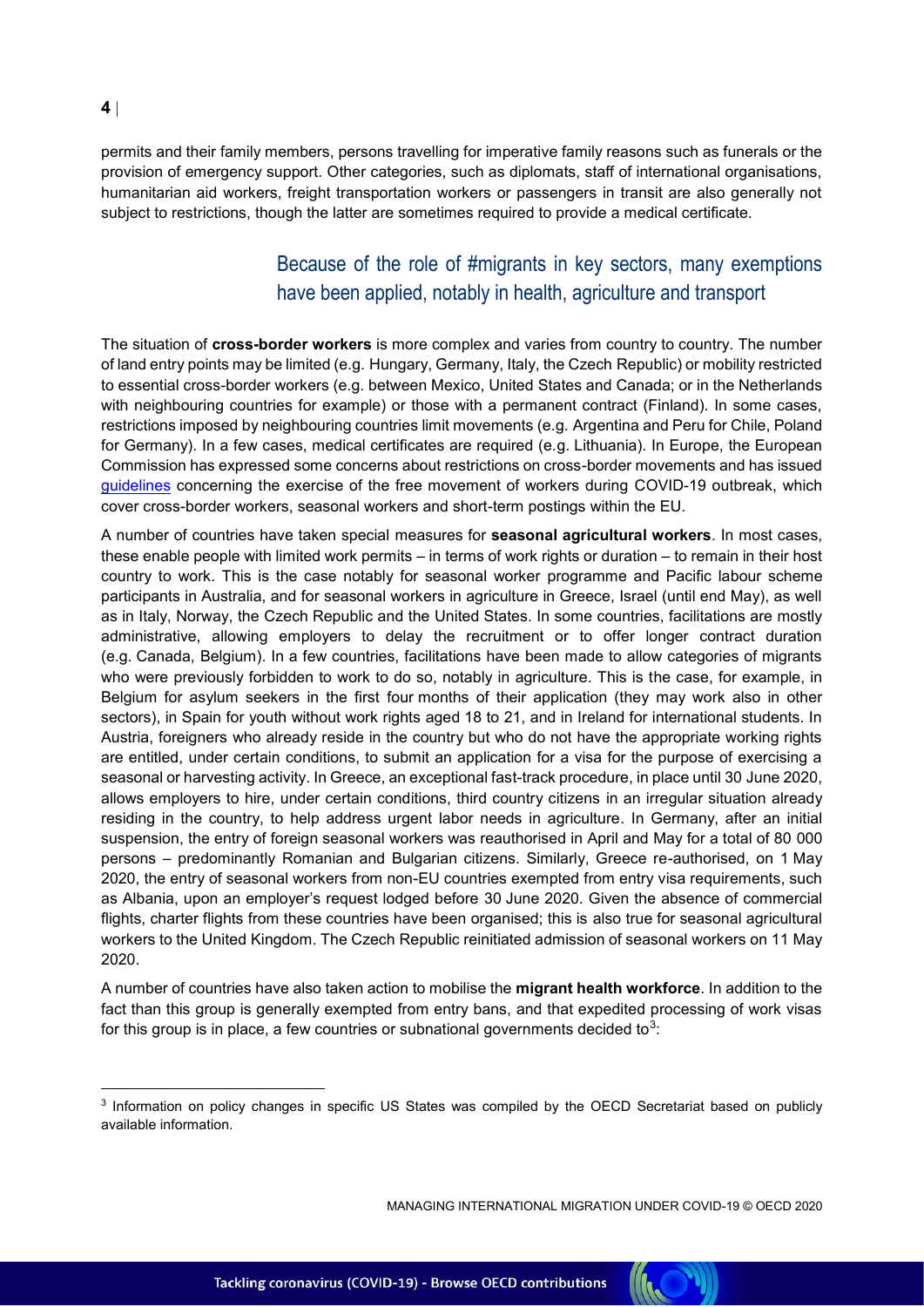permits and their family members, persons travelling for imperative family reasons such as funerals or the provision of emergency support. Other categories, such as diplomats, staff of international organisations, humanitarian aid workers, freight transportation workers or passengers in transit are also generally not subject to restrictions, though the latter are sometimes required to provide a medical certificate.

> Because of the role of #migrants in key sectors, many exemptions have been applied, notably in health, agriculture and transport

The situation of **cross-border workers** is more complex and varies from country to country. The number of land entry points may be limited (e.g. Hungary, Germany, Italy, the Czech Republic) or mobility restricted to essential cross-border workers (e.g. between Mexico, United States and Canada; or in the Netherlands with neighbouring countries for example) or those with a permanent contract (Finland). In some cases, restrictions imposed by neighbouring countries limit movements (e.g. Argentina and Peru for Chile, Poland for Germany). In a few cases, medical certificates are required (e.g. Lithuania). In Europe, the European Commission has expressed some concerns about restrictions on cross-border movements and has issued guidelines concerning the exercise of the free movement of workers during COVID-19 outbreak, which cover cross-border workers, seasonal workers and short-term postings within the EU.

A number of countries have taken special measures for **seasonal agricultural workers**. In most cases, these enable people with limited work permits – in terms of work rights or duration – to remain in their host country to work. This is the case notably for seasonal worker programme and Pacific labour scheme participants in Australia, and for seasonal workers in agriculture in Greece, Israel (until end May), as well as in Italy, Norway, the Czech Republic and the United States. In some countries, facilitations are mostly administrative, allowing employers to delay the recruitment or to offer longer contract duration (e.g. Canada, Belgium). In a few countries, facilitations have been made to allow categories of migrants who were previously forbidden to work to do so, notably in agriculture. This is the case, for example, in Belgium for asylum seekers in the first four months of their application (they may work also in other sectors), in Spain for youth without work rights aged 18 to 21, and in Ireland for international students. In Austria, foreigners who already reside in the country but who do not have the appropriate working rights are entitled, under certain conditions, to submit an application for a visa for the purpose of exercising a seasonal or harvesting activity. In Greece, an exceptional fast-track procedure, in place until 30 June 2020, allows employers to hire, under certain conditions, third country citizens in an irregular situation already residing in the country, to help address urgent labor needs in agriculture. In Germany, after an initial suspension, the entry of foreign seasonal workers was reauthorised in April and May for a total of 80 000 persons – predominantly Romanian and Bulgarian citizens. Similarly, Greece re-authorised, on 1 May 2020, the entry of seasonal workers from non-EU countries exempted from entry visa requirements, such as Albania, upon an employer's request lodged before 30 June 2020. Given the absence of commercial flights, charter flights from these countries have been organised; this is also true for seasonal agricultural workers to the United Kingdom. The Czech Republic reinitiated admission of seasonal workers on 11 May 2020.

A number of countries have also taken action to mobilise the **migrant health workforce**. In addition to the fact than this group is generally exempted from entry bans, and that expedited processing of work visas for this group is in place, a few countries or subnational governments decided to[3]:

[3] Information on policy changes in specific US States was compiled by the OECD Secretariat based on publicly available information.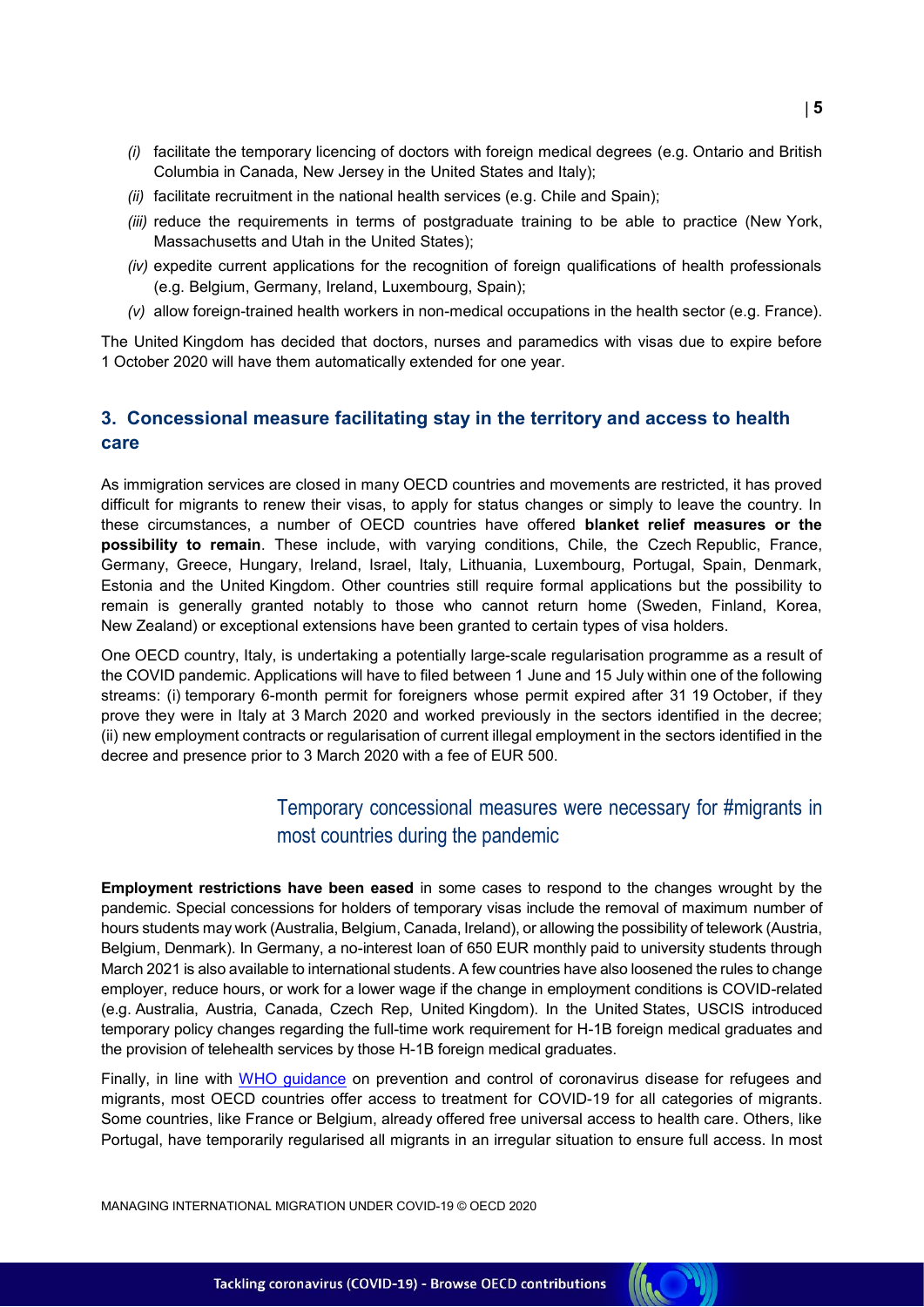*(i)* facilitate the temporary licencing of doctors with foreign medical degrees (e.g. Ontario and British Columbia in Canada, New Jersey in the United States and Italy);

*(ii)* facilitate recruitment in the national health services (e.g. Chile and Spain);

*(iii)* reduce the requirements in terms of postgraduate training to be able to practice (New York, Massachusetts and Utah in the United States);

*(iv)* expedite current applications for the recognition of foreign qualifications of health professionals (e.g. Belgium, Germany, Ireland, Luxembourg, Spain);

*(v)* allow foreign-trained health workers in non-medical occupations in the health sector (e.g. France).

The United Kingdom has decided that doctors, nurses and paramedics with visas due to expire before 1 October 2020 will have them automatically extended for one year.

## 3. Concessional measure facilitating stay in the territory and access to health care

As immigration services are closed in many OECD countries and movements are restricted, it has proved difficult for migrants to renew their visas, to apply for status changes or simply to leave the country. In these circumstances, a number of OECD countries have offered **blanket relief measures or the possibility to remain**. These include, with varying conditions, Chile, the Czech Republic, France, Germany, Greece, Hungary, Ireland, Israel, Italy, Lithuania, Luxembourg, Portugal, Spain, Denmark, Estonia and the United Kingdom. Other countries still require formal applications but the possibility to remain is generally granted notably to those who cannot return home (Sweden, Finland, Korea, New Zealand) or exceptional extensions have been granted to certain types of visa holders.

One OECD country, Italy, is undertaking a potentially large-scale regularisation programme as a result of the COVID pandemic. Applications will have to filed between 1 June and 15 July within one of the following streams: (i) temporary 6-month permit for foreigners whose permit expired after 31 19 October, if they prove they were in Italy at 3 March 2020 and worked previously in the sectors identified in the decree; (ii) new employment contracts or regularisation of current illegal employment in the sectors identified in the decree and presence prior to 3 March 2020 with a fee of EUR 500.

> Temporary concessional measures were necessary for #migrants in most countries during the pandemic

**Employment restrictions have been eased** in some cases to respond to the changes wrought by the pandemic. Special concessions for holders of temporary visas include the removal of maximum number of hours students may work (Australia, Belgium, Canada, Ireland), or allowing the possibility of telework (Austria, Belgium, Denmark). In Germany, a no-interest loan of 650 EUR monthly paid to university students through March 2021 is also available to international students. A few countries have also loosened the rules to change employer, reduce hours, or work for a lower wage if the change in employment conditions is COVID-related (e.g. Australia, Austria, Canada, Czech Rep, United Kingdom). In the United States, USCIS introduced temporary policy changes regarding the full-time work requirement for H-1B foreign medical graduates and the provision of telehealth services by those H-1B foreign medical graduates.

Finally, in line with WHO guidance on prevention and control of coronavirus disease for refugees and migrants, most OECD countries offer access to treatment for COVID-19 for all categories of migrants. Some countries, like France or Belgium, already offered free universal access to health care. Others, like Portugal, have temporarily regularised all migrants in an irregular situation to ensure full access. In most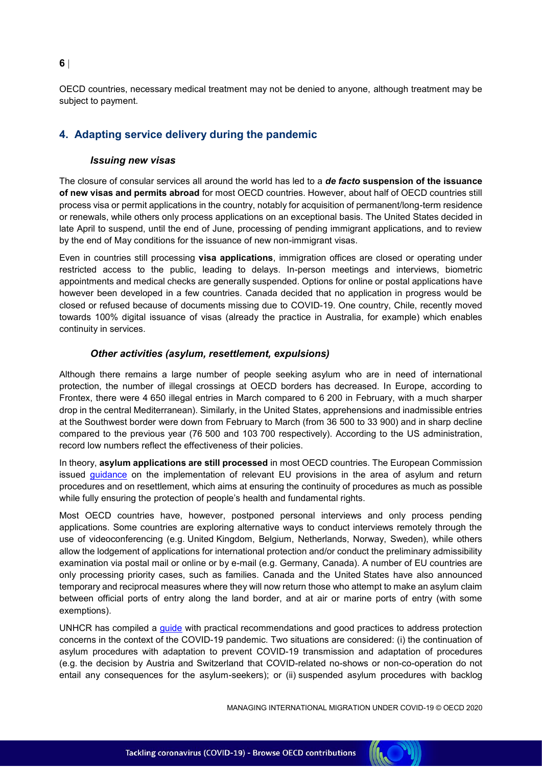OECD countries, necessary medical treatment may not be denied to anyone, although treatment may be subject to payment.

## 4. Adapting service delivery during the pandemic

### *Issuing new visas*

The closure of consular services all around the world has led to a ***de facto* suspension of the issuance of new visas and permits abroad** for most OECD countries. However, about half of OECD countries still process visa or permit applications in the country, notably for acquisition of permanent/long-term residence or renewals, while others only process applications on an exceptional basis. The United States decided in late April to suspend, until the end of June, processing of pending immigrant applications, and to review by the end of May conditions for the issuance of new non-immigrant visas.

Even in countries still processing **visa applications**, immigration offices are closed or operating under restricted access to the public, leading to delays. In-person meetings and interviews, biometric appointments and medical checks are generally suspended. Options for online or postal applications have however been developed in a few countries. Canada decided that no application in progress would be closed or refused because of documents missing due to COVID-19. One country, Chile, recently moved towards 100% digital issuance of visas (already the practice in Australia, for example) which enables continuity in services.

### *Other activities (asylum, resettlement, expulsions)*

Although there remains a large number of people seeking asylum who are in need of international protection, the number of illegal crossings at OECD borders has decreased. In Europe, according to Frontex, there were 4 650 illegal entries in March compared to 6 200 in February, with a much sharper drop in the central Mediterranean). Similarly, in the United States, apprehensions and inadmissible entries at the Southwest border were down from February to March (from 36 500 to 33 900) and in sharp decline compared to the previous year (76 500 and 103 700 respectively). According to the US administration, record low numbers reflect the effectiveness of their policies.

In theory, **asylum applications are still processed** in most OECD countries. The European Commission issued guidance on the implementation of relevant EU provisions in the area of asylum and return procedures and on resettlement, which aims at ensuring the continuity of procedures as much as possible while fully ensuring the protection of people's health and fundamental rights.

Most OECD countries have, however, postponed personal interviews and only process pending applications. Some countries are exploring alternative ways to conduct interviews remotely through the use of videoconferencing (e.g. United Kingdom, Belgium, Netherlands, Norway, Sweden), while others allow the lodgement of applications for international protection and/or conduct the preliminary admissibility examination via postal mail or online or by e-mail (e.g. Germany, Canada). A number of EU countries are only processing priority cases, such as families. Canada and the United States have also announced temporary and reciprocal measures where they will now return those who attempt to make an asylum claim between official ports of entry along the land border, and at air or marine ports of entry (with some exemptions).

UNHCR has compiled a guide with practical recommendations and good practices to address protection concerns in the context of the COVID-19 pandemic. Two situations are considered: (i) the continuation of asylum procedures with adaptation to prevent COVID-19 transmission and adaptation of procedures (e.g. the decision by Austria and Switzerland that COVID-related no-shows or non-co-operation do not entail any consequences for the asylum-seekers); or (ii) suspended asylum procedures with backlog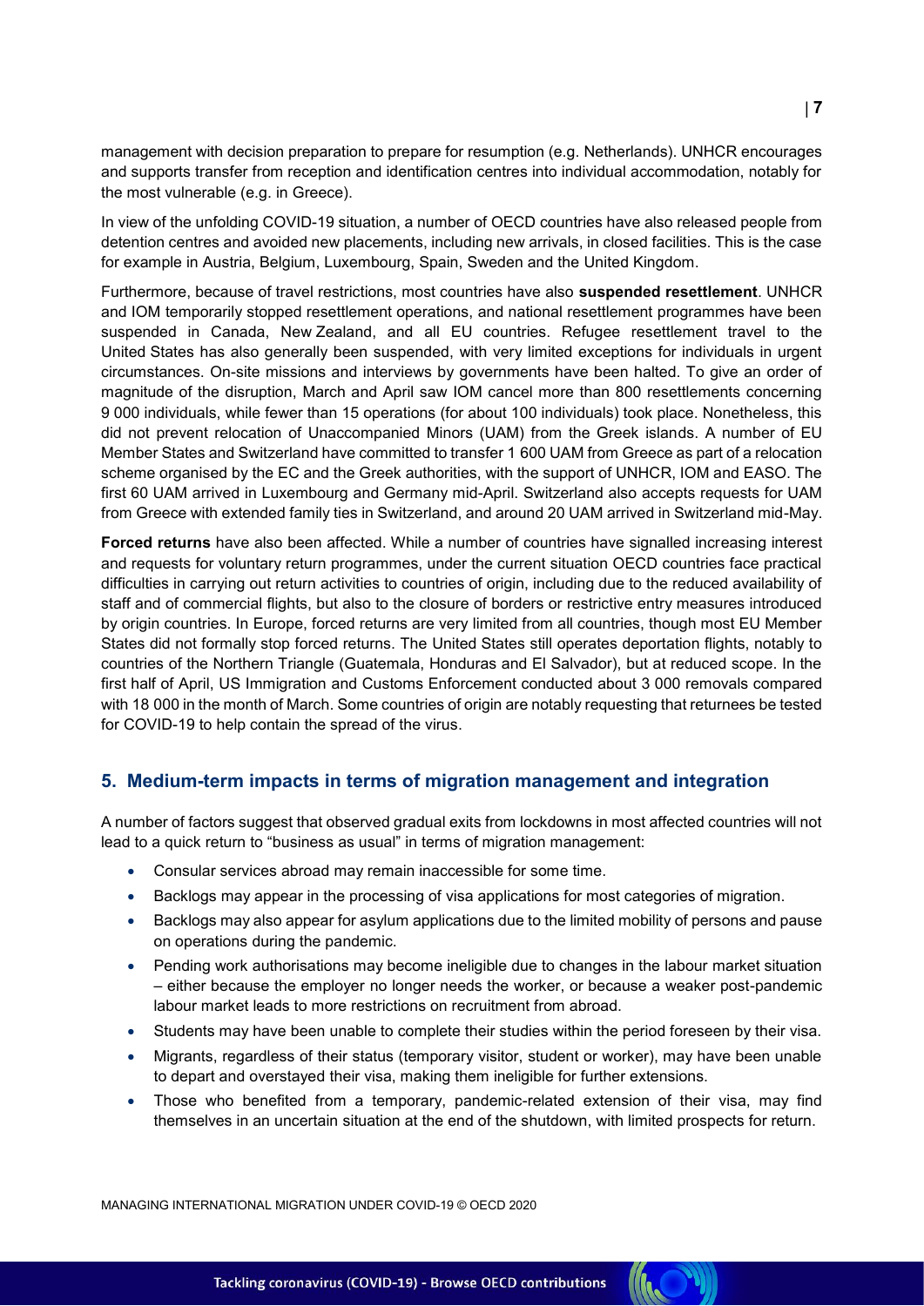management with decision preparation to prepare for resumption (e.g. Netherlands). UNHCR encourages and supports transfer from reception and identification centres into individual accommodation, notably for the most vulnerable (e.g. in Greece).

In view of the unfolding COVID-19 situation, a number of OECD countries have also released people from detention centres and avoided new placements, including new arrivals, in closed facilities. This is the case for example in Austria, Belgium, Luxembourg, Spain, Sweden and the United Kingdom.

Furthermore, because of travel restrictions, most countries have also **suspended resettlement**. UNHCR and IOM temporarily stopped resettlement operations, and national resettlement programmes have been suspended in Canada, New Zealand, and all EU countries. Refugee resettlement travel to the United States has also generally been suspended, with very limited exceptions for individuals in urgent circumstances. On-site missions and interviews by governments have been halted. To give an order of magnitude of the disruption, March and April saw IOM cancel more than 800 resettlements concerning 9 000 individuals, while fewer than 15 operations (for about 100 individuals) took place. Nonetheless, this did not prevent relocation of Unaccompanied Minors (UAM) from the Greek islands. A number of EU Member States and Switzerland have committed to transfer 1 600 UAM from Greece as part of a relocation scheme organised by the EC and the Greek authorities, with the support of UNHCR, IOM and EASO. The first 60 UAM arrived in Luxembourg and Germany mid-April. Switzerland also accepts requests for UAM from Greece with extended family ties in Switzerland, and around 20 UAM arrived in Switzerland mid-May.

**Forced returns** have also been affected. While a number of countries have signalled increasing interest and requests for voluntary return programmes, under the current situation OECD countries face practical difficulties in carrying out return activities to countries of origin, including due to the reduced availability of staff and of commercial flights, but also to the closure of borders or restrictive entry measures introduced by origin countries. In Europe, forced returns are very limited from all countries, though most EU Member States did not formally stop forced returns. The United States still operates deportation flights, notably to countries of the Northern Triangle (Guatemala, Honduras and El Salvador), but at reduced scope. In the first half of April, US Immigration and Customs Enforcement conducted about 3 000 removals compared with 18 000 in the month of March. Some countries of origin are notably requesting that returnees be tested for COVID-19 to help contain the spread of the virus.

## 5. Medium-term impacts in terms of migration management and integration

A number of factors suggest that observed gradual exits from lockdowns in most affected countries will not lead to a quick return to "business as usual" in terms of migration management:

- Consular services abroad may remain inaccessible for some time.
- Backlogs may appear in the processing of visa applications for most categories of migration.
- Backlogs may also appear for asylum applications due to the limited mobility of persons and pause on operations during the pandemic.
- Pending work authorisations may become ineligible due to changes in the labour market situation – either because the employer no longer needs the worker, or because a weaker post-pandemic labour market leads to more restrictions on recruitment from abroad.
- Students may have been unable to complete their studies within the period foreseen by their visa.
- Migrants, regardless of their status (temporary visitor, student or worker), may have been unable to depart and overstayed their visa, making them ineligible for further extensions.
- Those who benefited from a temporary, pandemic-related extension of their visa, may find themselves in an uncertain situation at the end of the shutdown, with limited prospects for return.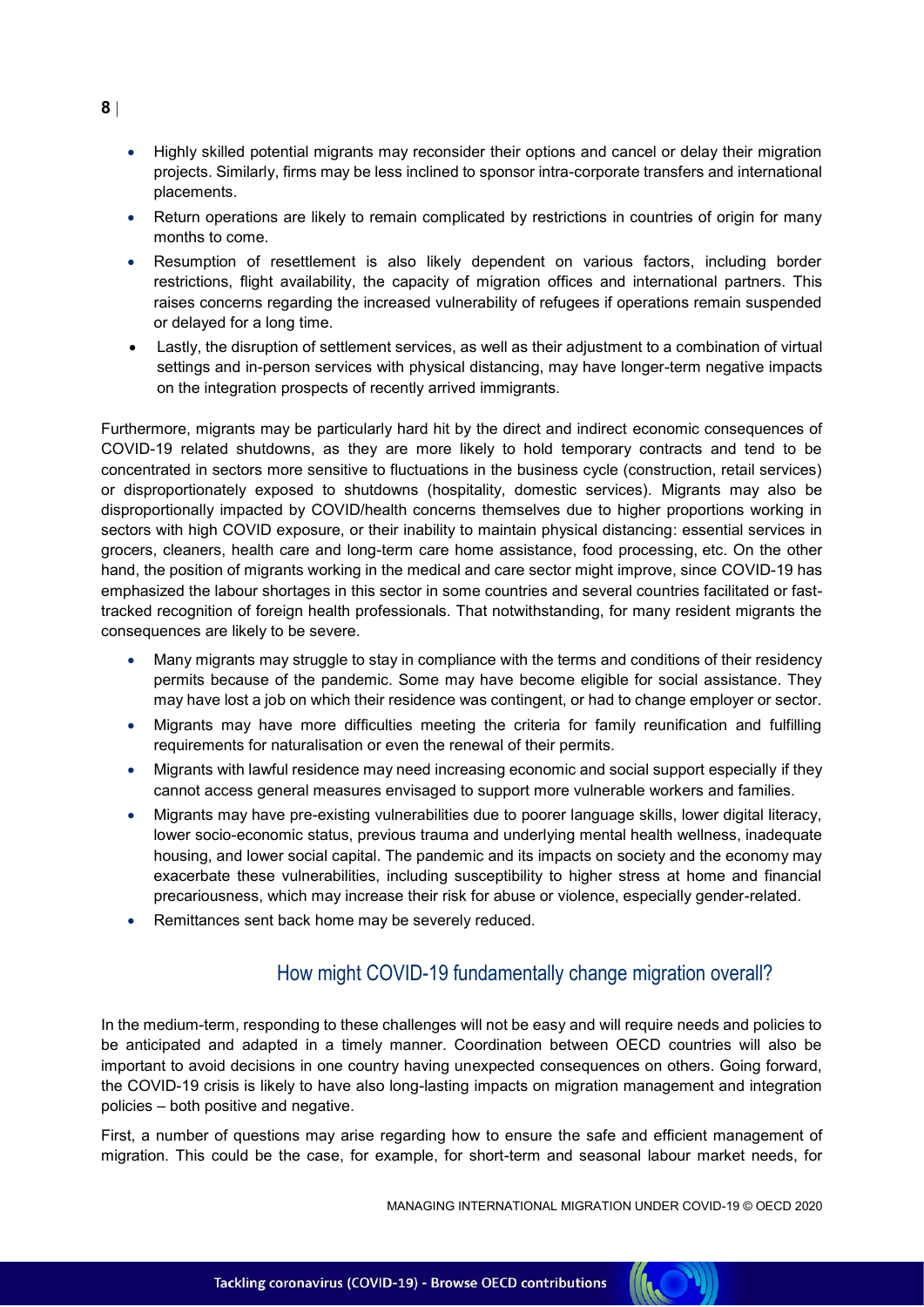- Highly skilled potential migrants may reconsider their options and cancel or delay their migration projects. Similarly, firms may be less inclined to sponsor intra-corporate transfers and international placements.
- Return operations are likely to remain complicated by restrictions in countries of origin for many months to come.
- Resumption of resettlement is also likely dependent on various factors, including border restrictions, flight availability, the capacity of migration offices and international partners. This raises concerns regarding the increased vulnerability of refugees if operations remain suspended or delayed for a long time.
- Lastly, the disruption of settlement services, as well as their adjustment to a combination of virtual settings and in-person services with physical distancing, may have longer-term negative impacts on the integration prospects of recently arrived immigrants.

Furthermore, migrants may be particularly hard hit by the direct and indirect economic consequences of COVID-19 related shutdowns, as they are more likely to hold temporary contracts and tend to be concentrated in sectors more sensitive to fluctuations in the business cycle (construction, retail services) or disproportionately exposed to shutdowns (hospitality, domestic services). Migrants may also be disproportionally impacted by COVID/health concerns themselves due to higher proportions working in sectors with high COVID exposure, or their inability to maintain physical distancing: essential services in grocers, cleaners, health care and long-term care home assistance, food processing, etc. On the other hand, the position of migrants working in the medical and care sector might improve, since COVID-19 has emphasized the labour shortages in this sector in some countries and several countries facilitated or fast-tracked recognition of foreign health professionals. That notwithstanding, for many resident migrants the consequences are likely to be severe.

- Many migrants may struggle to stay in compliance with the terms and conditions of their residency permits because of the pandemic. Some may have become eligible for social assistance. They may have lost a job on which their residence was contingent, or had to change employer or sector.
- Migrants may have more difficulties meeting the criteria for family reunification and fulfilling requirements for naturalisation or even the renewal of their permits.
- Migrants with lawful residence may need increasing economic and social support especially if they cannot access general measures envisaged to support more vulnerable workers and families.
- Migrants may have pre-existing vulnerabilities due to poorer language skills, lower digital literacy, lower socio-economic status, previous trauma and underlying mental health wellness, inadequate housing, and lower social capital. The pandemic and its impacts on society and the economy may exacerbate these vulnerabilities, including susceptibility to higher stress at home and financial precariousness, which may increase their risk for abuse or violence, especially gender-related.
- Remittances sent back home may be severely reduced.

## How might COVID-19 fundamentally change migration overall?

In the medium-term, responding to these challenges will not be easy and will require needs and policies to be anticipated and adapted in a timely manner. Coordination between OECD countries will also be important to avoid decisions in one country having unexpected consequences on others. Going forward, the COVID-19 crisis is likely to have also long-lasting impacts on migration management and integration policies – both positive and negative.

First, a number of questions may arise regarding how to ensure the safe and efficient management of migration. This could be the case, for example, for short-term and seasonal labour market needs, for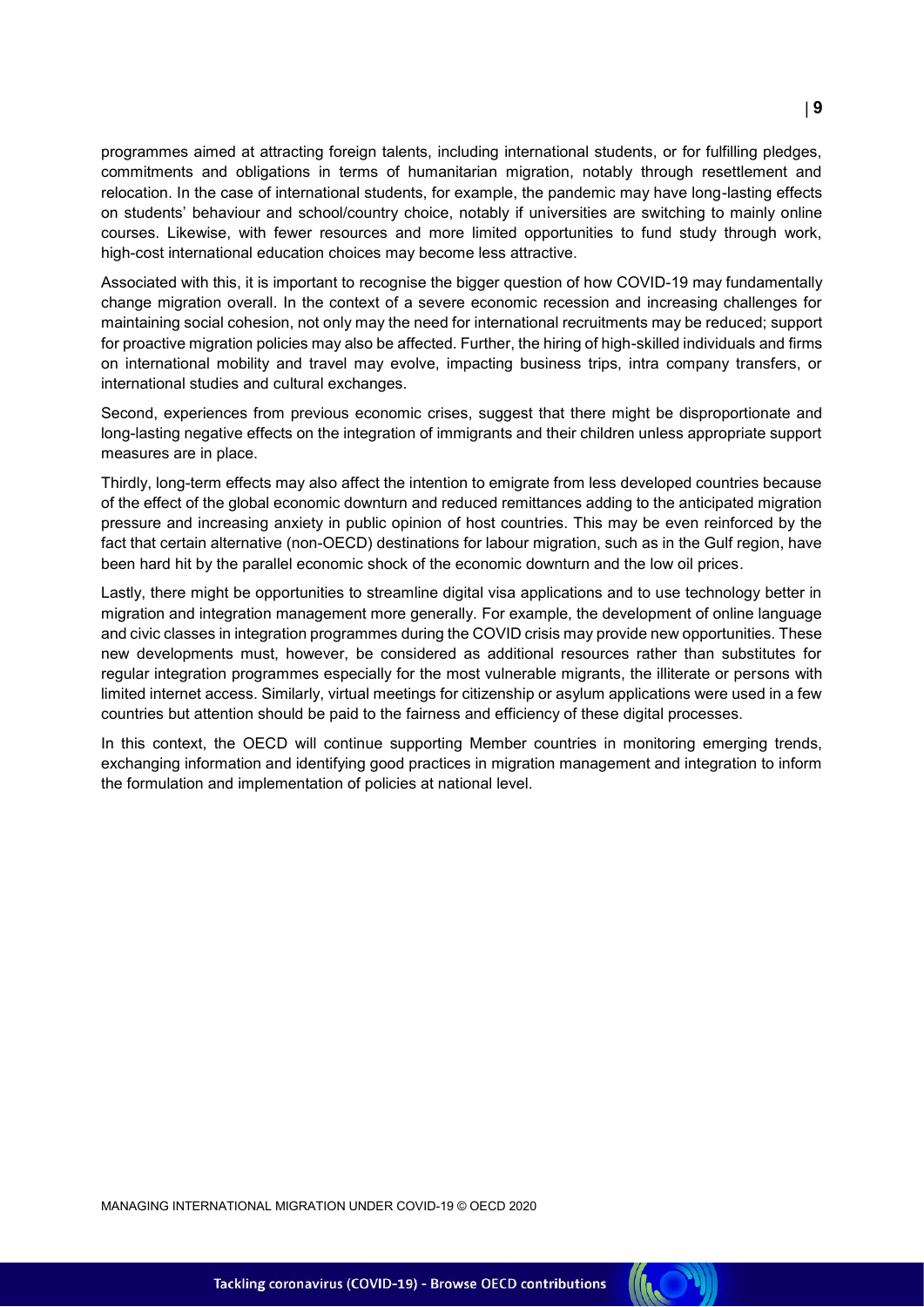programmes aimed at attracting foreign talents, including international students, or for fulfilling pledges, commitments and obligations in terms of humanitarian migration, notably through resettlement and relocation. In the case of international students, for example, the pandemic may have long-lasting effects on students' behaviour and school/country choice, notably if universities are switching to mainly online courses. Likewise, with fewer resources and more limited opportunities to fund study through work, high-cost international education choices may become less attractive.

Associated with this, it is important to recognise the bigger question of how COVID-19 may fundamentally change migration overall. In the context of a severe economic recession and increasing challenges for maintaining social cohesion, not only may the need for international recruitments may be reduced; support for proactive migration policies may also be affected. Further, the hiring of high-skilled individuals and firms on international mobility and travel may evolve, impacting business trips, intra company transfers, or international studies and cultural exchanges.

Second, experiences from previous economic crises, suggest that there might be disproportionate and long-lasting negative effects on the integration of immigrants and their children unless appropriate support measures are in place.

Thirdly, long-term effects may also affect the intention to emigrate from less developed countries because of the effect of the global economic downturn and reduced remittances adding to the anticipated migration pressure and increasing anxiety in public opinion of host countries. This may be even reinforced by the fact that certain alternative (non-OECD) destinations for labour migration, such as in the Gulf region, have been hard hit by the parallel economic shock of the economic downturn and the low oil prices.

Lastly, there might be opportunities to streamline digital visa applications and to use technology better in migration and integration management more generally. For example, the development of online language and civic classes in integration programmes during the COVID crisis may provide new opportunities. These new developments must, however, be considered as additional resources rather than substitutes for regular integration programmes especially for the most vulnerable migrants, the illiterate or persons with limited internet access. Similarly, virtual meetings for citizenship or asylum applications were used in a few countries but attention should be paid to the fairness and efficiency of these digital processes.

In this context, the OECD will continue supporting Member countries in monitoring emerging trends, exchanging information and identifying good practices in migration management and integration to inform the formulation and implementation of policies at national level.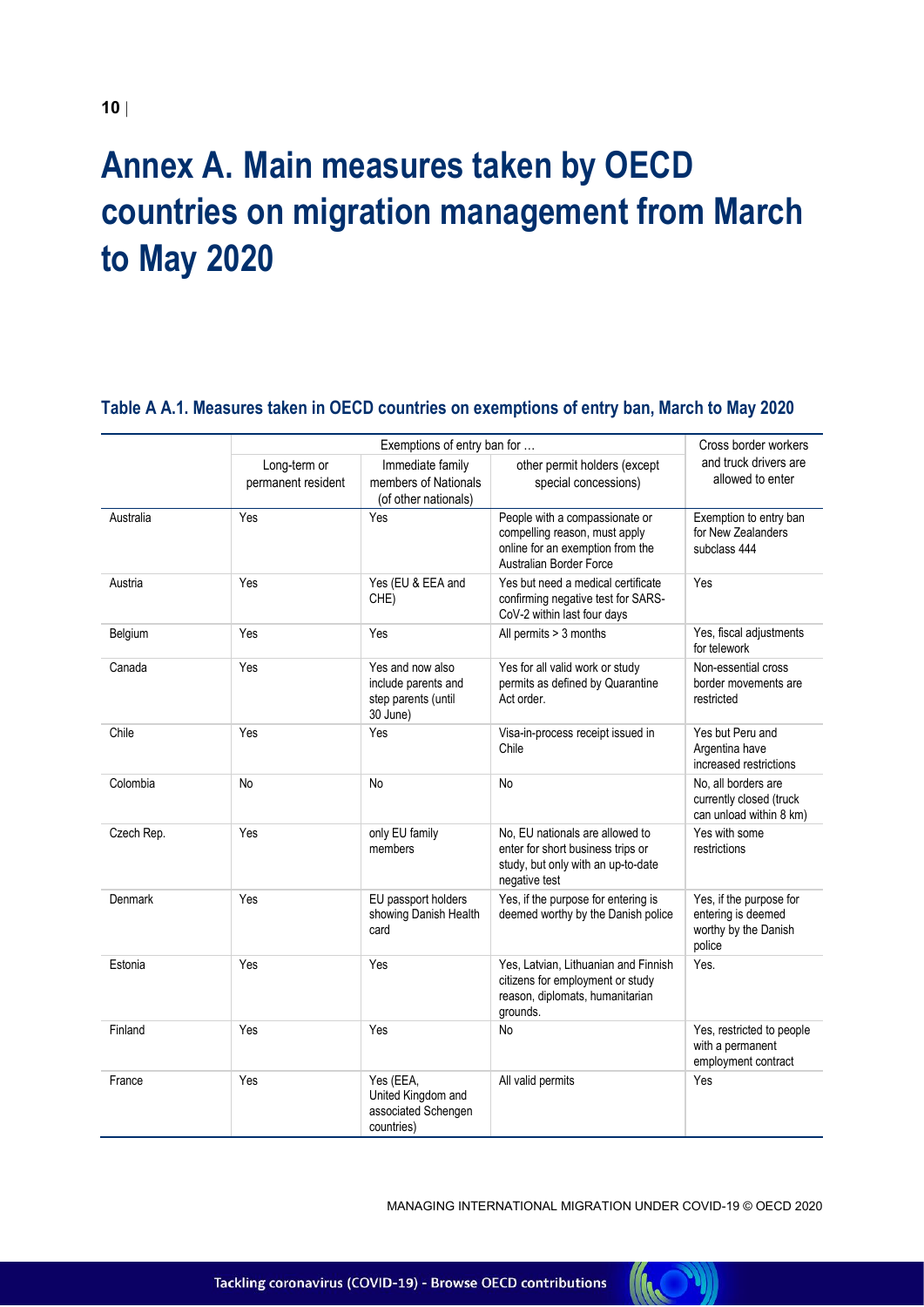# Annex A. Main measures taken by OECD countries on migration management from March to May 2020

### Table A A.1. Measures taken in OECD countries on exemptions of entry ban, March to May 2020

| | Exemptions of entry ban for … | | | Cross border workers and truck drivers are allowed to enter |
|---|---|---|---|---|
| | Long-term or permanent resident | Immediate family members of Nationals (of other nationals) | other permit holders (except special concessions) | |
| Australia | Yes | Yes | People with a compassionate or compelling reason, must apply online for an exemption from the Australian Border Force | Exemption to entry ban for New Zealanders subclass 444 |
| Austria | Yes | Yes (EU & EEA and CHE) | Yes but need a medical certificate confirming negative test for SARS-CoV-2 within last four days | Yes |
| Belgium | Yes | Yes | All permits > 3 months | Yes, fiscal adjustments for telework |
| Canada | Yes | Yes and now also include parents and step parents (until 30 June) | Yes for all valid work or study permits as defined by Quarantine Act order. | Non-essential cross border movements are restricted |
| Chile | Yes | Yes | Visa-in-process receipt issued in Chile | Yes but Peru and Argentina have increased restrictions |
| Colombia | No | No | No | No, all borders are currently closed (truck can unload within 8 km) |
| Czech Rep. | Yes | only EU family members | No, EU nationals are allowed to enter for short business trips or study, but only with an up-to-date negative test | Yes with some restrictions |
| Denmark | Yes | EU passport holders showing Danish Health card | Yes, if the purpose for entering is deemed worthy by the Danish police | Yes, if the purpose for entering is deemed worthy by the Danish police |
| Estonia | Yes | Yes | Yes, Latvian, Lithuanian and Finnish citizens for employment or study reason, diplomats, humanitarian grounds. | Yes. |
| Finland | Yes | Yes | No | Yes, restricted to people with a permanent employment contract |
| France | Yes | Yes (EEA, United Kingdom and associated Schengen countries) | All valid permits | Yes |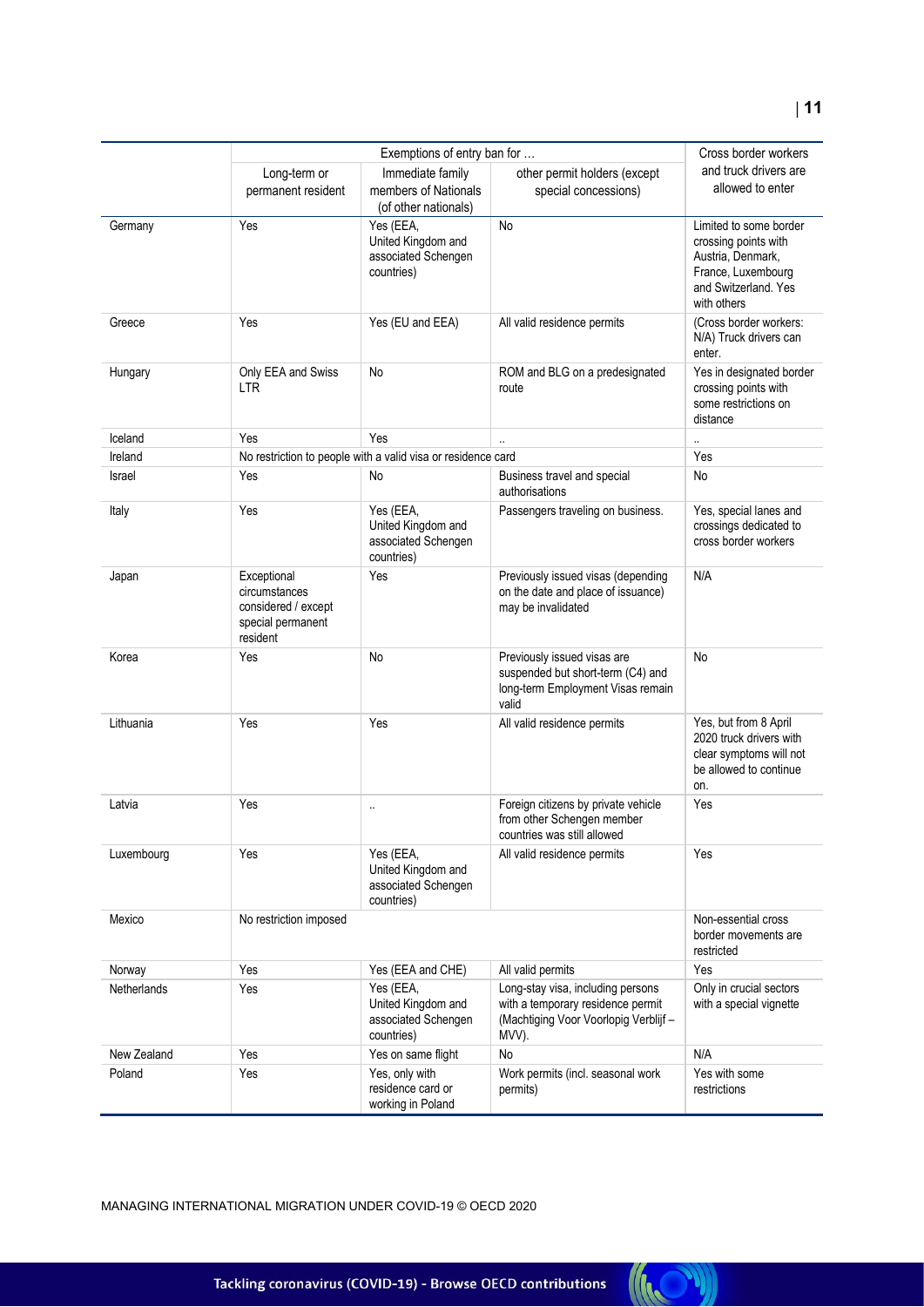| | Exemptions of entry ban for … | | | Cross border workers and truck drivers are allowed to enter |
|---|---|---|---|---|
| | Long-term or permanent resident | Immediate family members of Nationals (of other nationals) | other permit holders (except special concessions) | |
| Germany | Yes | Yes (EEA, United Kingdom and associated Schengen countries) | No | Limited to some border crossing points with Austria, Denmark, France, Luxembourg and Switzerland. Yes with others |
| Greece | Yes | Yes (EU and EEA) | All valid residence permits | (Cross border workers: N/A) Truck drivers can enter. |
| Hungary | Only EEA and Swiss LTR | No | ROM and BLG on a predesignated route | Yes in designated border crossing points with some restrictions on distance |
| Iceland | Yes | Yes | .. | .. |
| Ireland | No restriction to people with a valid visa or residence card | | | Yes |
| Israel | Yes | No | Business travel and special authorisations | No |
| Italy | Yes | Yes (EEA, United Kingdom and associated Schengen countries) | Passengers traveling on business. | Yes, special lanes and crossings dedicated to cross border workers |
| Japan | Exceptional circumstances considered / except special permanent resident | Yes | Previously issued visas (depending on the date and place of issuance) may be invalidated | N/A |
| Korea | Yes | No | Previously issued visas are suspended but short-term (C4) and long-term Employment Visas remain valid | No |
| Lithuania | Yes | Yes | All valid residence permits | Yes, but from 8 April 2020 truck drivers with clear symptoms will not be allowed to continue on. |
| Latvia | Yes | .. | Foreign citizens by private vehicle from other Schengen member countries was still allowed | Yes |
| Luxembourg | Yes | Yes (EEA, United Kingdom and associated Schengen countries) | All valid residence permits | Yes |
| Mexico | No restriction imposed | | | Non-essential cross border movements are restricted |
| Norway | Yes | Yes (EEA and CHE) | All valid permits | Yes |
| Netherlands | Yes | Yes (EEA, United Kingdom and associated Schengen countries) | Long-stay visa, including persons with a temporary residence permit (Machtiging Voor Voorlopig Verblijf – MVV). | Only in crucial sectors with a special vignette |
| New Zealand | Yes | Yes on same flight | No | N/A |
| Poland | Yes | Yes, only with residence card or working in Poland | Work permits (incl. seasonal work permits) | Yes with some restrictions |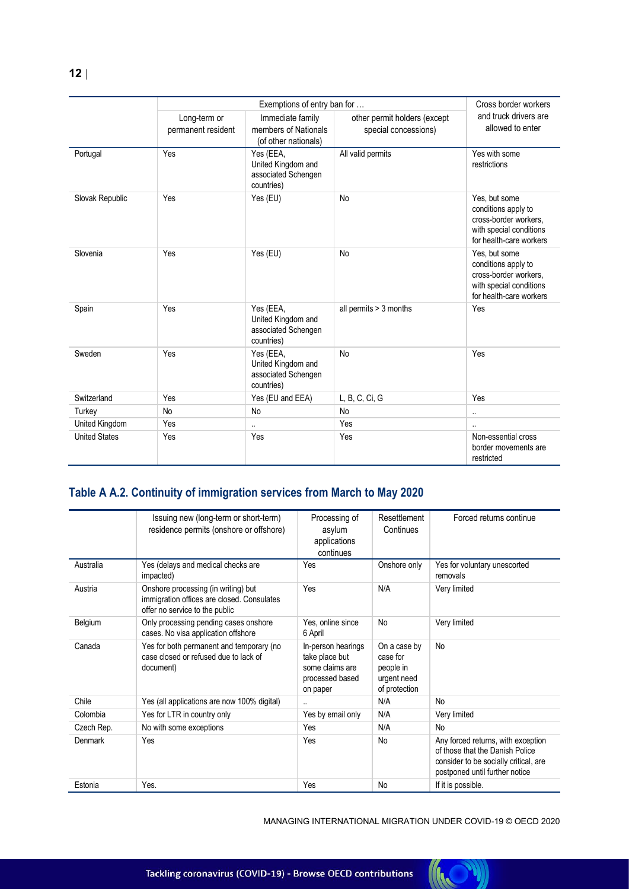| | Exemptions of entry ban for … | | | Cross border workers and truck drivers are allowed to enter |
|---|---|---|---|---|
| | Long-term or permanent resident | Immediate family members of Nationals (of other nationals) | other permit holders (except special concessions) | |
| Portugal | Yes | Yes (EEA, United Kingdom and associated Schengen countries) | All valid permits | Yes with some restrictions |
| Slovak Republic | Yes | Yes (EU) | No | Yes, but some conditions apply to cross-border workers, with special conditions for health-care workers |
| Slovenia | Yes | Yes (EU) | No | Yes, but some conditions apply to cross-border workers, with special conditions for health-care workers |
| Spain | Yes | Yes (EEA, United Kingdom and associated Schengen countries) | all permits > 3 months | Yes |
| Sweden | Yes | Yes (EEA, United Kingdom and associated Schengen countries) | No | Yes |
| Switzerland | Yes | Yes (EU and EEA) | L, B, C, Ci, G | Yes |
| Turkey | No | No | No | .. |
| United Kingdom | Yes | .. | Yes | .. |
| United States | Yes | Yes | Yes | Non-essential cross border movements are restricted |

## Table A A.2. Continuity of immigration services from March to May 2020

| | Issuing new (long-term or short-term) residence permits (onshore or offshore) | Processing of asylum applications continues | Resettlement Continues | Forced returns continue |
|---|---|---|---|---|
| Australia | Yes (delays and medical checks are impacted) | Yes | Onshore only | Yes for voluntary unescorted removals |
| Austria | Onshore processing (in writing) but immigration offices are closed. Consulates offer no service to the public | Yes | N/A | Very limited |
| Belgium | Only processing pending cases onshore cases. No visa application offshore | Yes, online since 6 April | No | Very limited |
| Canada | Yes for both permanent and temporary (no case closed or refused due to lack of document) | In-person hearings take place but some claims are processed based on paper | On a case by case for people in urgent need of protection | No |
| Chile | Yes (all applications are now 100% digital) | .. | N/A | No |
| Colombia | Yes for LTR in country only | Yes by email only | N/A | Very limited |
| Czech Rep. | No with some exceptions | Yes | N/A | No |
| Denmark | Yes | Yes | No | Any forced returns, with exception of those that the Danish Police consider to be socially critical, are postponed until further notice |
| Estonia | Yes. | Yes | No | If it is possible. |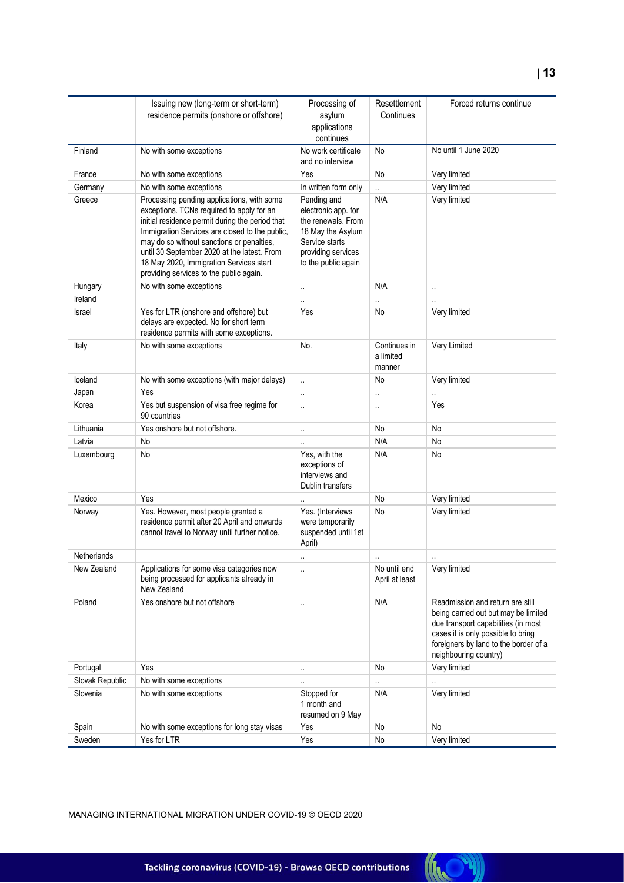| | Issuing new (long-term or short-term) residence permits (onshore or offshore) | Processing of asylum applications continues | Resettlement Continues | Forced returns continue |
|---|---|---|---|---|
| Finland | No with some exceptions | No work certificate and no interview | No | No until 1 June 2020 |
| France | No with some exceptions | Yes | No | Very limited |
| Germany | No with some exceptions | In written form only | .. | Very limited |
| Greece | Processing pending applications, with some exceptions. TCNs required to apply for an initial residence permit during the period that Immigration Services are closed to the public, may do so without sanctions or penalties, until 30 September 2020 at the latest. From 18 May 2020, Immigration Services start providing services to the public again. | Pending and electronic app. for the renewals. From 18 May the Asylum Service starts providing services to the public again | N/A | Very limited |
| Hungary | No with some exceptions | .. | N/A | .. |
| Ireland | | .. | .. | .. |
| Israel | Yes for LTR (onshore and offshore) but delays are expected. No for short term residence permits with some exceptions. | Yes | No | Very limited |
| Italy | No with some exceptions | No. | Continues in a limited manner | Very Limited |
| Iceland | No with some exceptions (with major delays) | .. | No | Very limited |
| Japan | Yes | .. | .. | .. |
| Korea | Yes but suspension of visa free regime for 90 countries | .. | .. | Yes |
| Lithuania | Yes onshore but not offshore. | .. | No | No |
| Latvia | No | .. | N/A | No |
| Luxembourg | No | Yes, with the exceptions of interviews and Dublin transfers | N/A | No |
| Mexico | Yes | .. | No | Very limited |
| Norway | Yes. However, most people granted a residence permit after 20 April and onwards cannot travel to Norway until further notice. | Yes. (Interviews were temporarily suspended until 1st April) | No | Very limited |
| Netherlands | | .. | .. | .. |
| New Zealand | Applications for some visa categories now being processed for applicants already in New Zealand | .. | No until end April at least | Very limited |
| Poland | Yes onshore but not offshore | .. | N/A | Readmission and return are still being carried out but may be limited due transport capabilities (in most cases it is only possible to bring foreigners by land to the border of a neighbouring country) |
| Portugal | Yes | .. | No | Very limited |
| Slovak Republic | No with some exceptions | .. | .. | .. |
| Slovenia | No with some exceptions | Stopped for 1 month and resumed on 9 May | N/A | Very limited |
| Spain | No with some exceptions for long stay visas | Yes | No | No |
| Sweden | Yes for LTR | Yes | No | Very limited |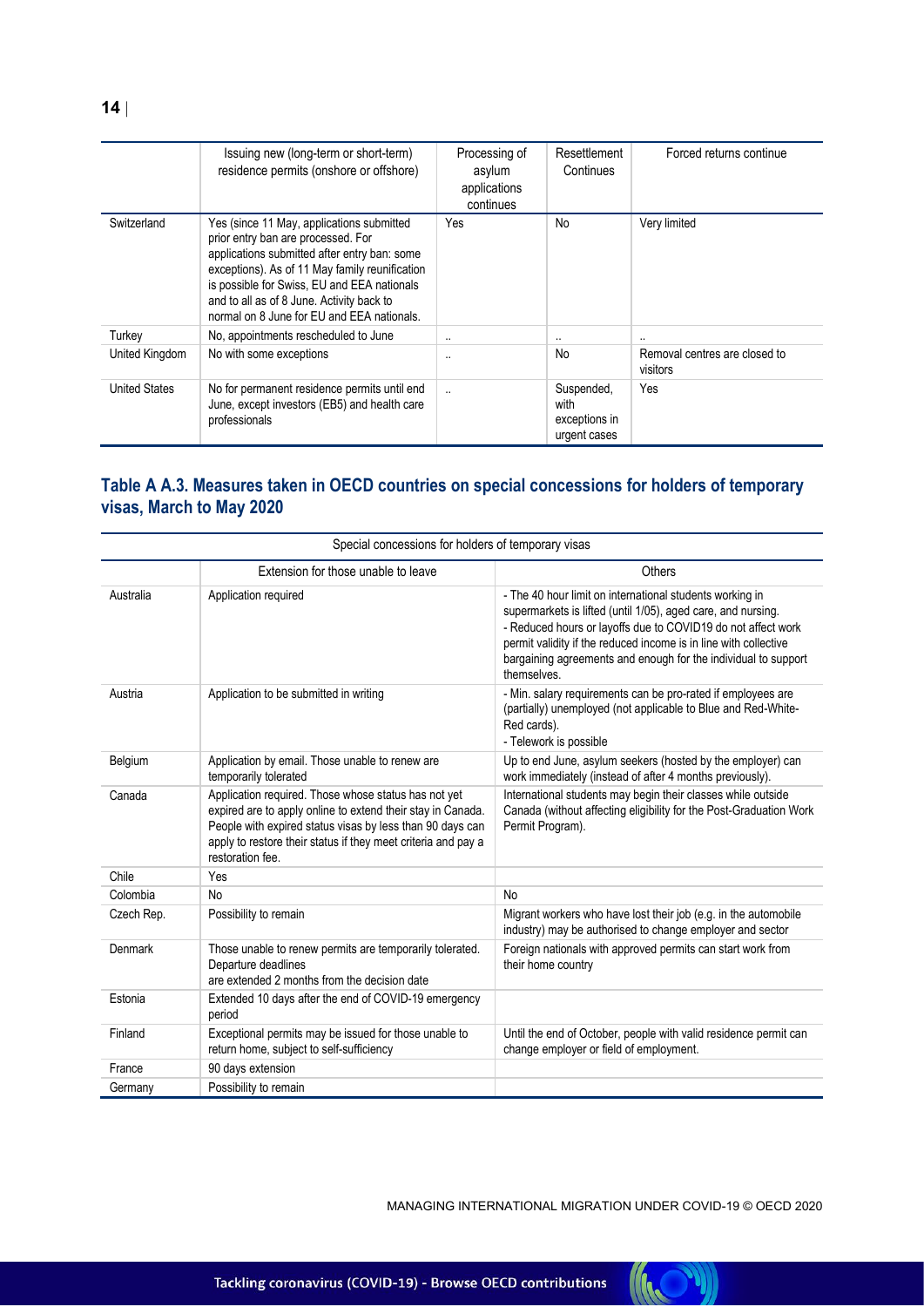| | Issuing new (long-term or short-term) residence permits (onshore or offshore) | Processing of asylum applications continues | Resettlement Continues | Forced returns continue |
|---|---|---|---|---|
| Switzerland | Yes (since 11 May, applications submitted prior entry ban are processed. For applications submitted after entry ban: some exceptions). As of 11 May family reunification is possible for Swiss, EU and EEA nationals and to all as of 8 June. Activity back to normal on 8 June for EU and EEA nationals. | Yes | No | Very limited |
| Turkey | No, appointments rescheduled to June | .. | .. | .. |
| United Kingdom | No with some exceptions | .. | No | Removal centres are closed to visitors |
| United States | No for permanent residence permits until end June, except investors (EB5) and health care professionals | .. | Suspended, with exceptions in urgent cases | Yes |

## Table A A.3. Measures taken in OECD countries on special concessions for holders of temporary visas, March to May 2020

| | Special concessions for holders of temporary visas | |
|---|---|---|
| | Extension for those unable to leave | Others |
| Australia | Application required | - The 40 hour limit on international students working in supermarkets is lifted (until 1/05), aged care, and nursing.<br>- Reduced hours or layoffs due to COVID19 do not affect work permit validity if the reduced income is in line with collective bargaining agreements and enough for the individual to support themselves. |
| Austria | Application to be submitted in writing | - Min. salary requirements can be pro-rated if employees are (partially) unemployed (not applicable to Blue and Red-White-Red cards).<br>- Telework is possible |
| Belgium | Application by email. Those unable to renew are temporarily tolerated | Up to end June, asylum seekers (hosted by the employer) can work immediately (instead of after 4 months previously). |
| Canada | Application required. Those whose status has not yet expired are to apply online to extend their stay in Canada. People with expired status visas by less than 90 days can apply to restore their status if they meet criteria and pay a restoration fee. | International students may begin their classes while outside Canada (without affecting eligibility for the Post-Graduation Work Permit Program). |
| Chile | Yes | |
| Colombia | No | No |
| Czech Rep. | Possibility to remain | Migrant workers who have lost their job (e.g. in the automobile industry) may be authorised to change employer and sector |
| Denmark | Those unable to renew permits are temporarily tolerated. Departure deadlines are extended 2 months from the decision date | Foreign nationals with approved permits can start work from their home country |
| Estonia | Extended 10 days after the end of COVID-19 emergency period | |
| Finland | Exceptional permits may be issued for those unable to return home, subject to self-sufficiency | Until the end of October, people with valid residence permit can change employer or field of employment. |
| France | 90 days extension | |
| Germany | Possibility to remain | |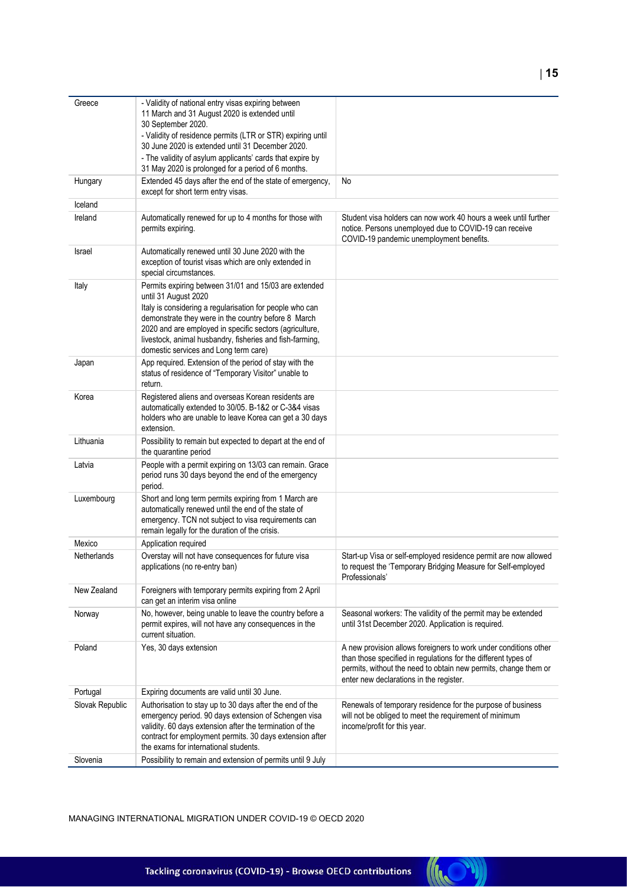| | | |
|---|---|---|
| Greece | - Validity of national entry visas expiring between 11 March and 31 August 2020 is extended until 30 September 2020.<br>- Validity of residence permits (LTR or STR) expiring until 30 June 2020 is extended until 31 December 2020.<br>- The validity of asylum applicants' cards that expire by 31 May 2020 is prolonged for a period of 6 months. | |
| Hungary | Extended 45 days after the end of the state of emergency, except for short term entry visas. | No |
| Iceland | | |
| Ireland | Automatically renewed for up to 4 months for those with permits expiring. | Student visa holders can now work 40 hours a week until further notice. Persons unemployed due to COVID-19 can receive COVID-19 pandemic unemployment benefits. |
| Israel | Automatically renewed until 30 June 2020 with the exception of tourist visas which are only extended in special circumstances. | |
| Italy | Permits expiring between 31/01 and 15/03 are extended until 31 August 2020<br>Italy is considering a regularisation for people who can demonstrate they were in the country before 8 March 2020 and are employed in specific sectors (agriculture, livestock, animal husbandry, fisheries and fish-farming, domestic services and Long term care) | |
| Japan | App required. Extension of the period of stay with the status of residence of "Temporary Visitor" unable to return. | |
| Korea | Registered aliens and overseas Korean residents are automatically extended to 30/05. B-1&2 or C-3&4 visas holders who are unable to leave Korea can get a 30 days extension. | |
| Lithuania | Possibility to remain but expected to depart at the end of the quarantine period | |
| Latvia | People with a permit expiring on 13/03 can remain. Grace period runs 30 days beyond the end of the emergency period. | |
| Luxembourg | Short and long term permits expiring from 1 March are automatically renewed until the end of the state of emergency. TCN not subject to visa requirements can remain legally for the duration of the crisis. | |
| Mexico | Application required | |
| Netherlands | Overstay will not have consequences for future visa applications (no re-entry ban) | Start-up Visa or self-employed residence permit are now allowed to request the 'Temporary Bridging Measure for Self-employed Professionals' |
| New Zealand | Foreigners with temporary permits expiring from 2 April can get an interim visa online | |
| Norway | No, however, being unable to leave the country before a permit expires, will not have any consequences in the current situation. | Seasonal workers: The validity of the permit may be extended until 31st December 2020. Application is required. |
| Poland | Yes, 30 days extension | A new provision allows foreigners to work under conditions other than those specified in regulations for the different types of permits, without the need to obtain new permits, change them or enter new declarations in the register. |
| Portugal | Expiring documents are valid until 30 June. | |
| Slovak Republic | Authorisation to stay up to 30 days after the end of the emergency period. 90 days extension of Schengen visa validity. 60 days extension after the termination of the contract for employment permits. 30 days extension after the exams for international students. | Renewals of temporary residence for the purpose of business will not be obliged to meet the requirement of minimum income/profit for this year. |
| Slovenia | Possibility to remain and extension of permits until 9 July | |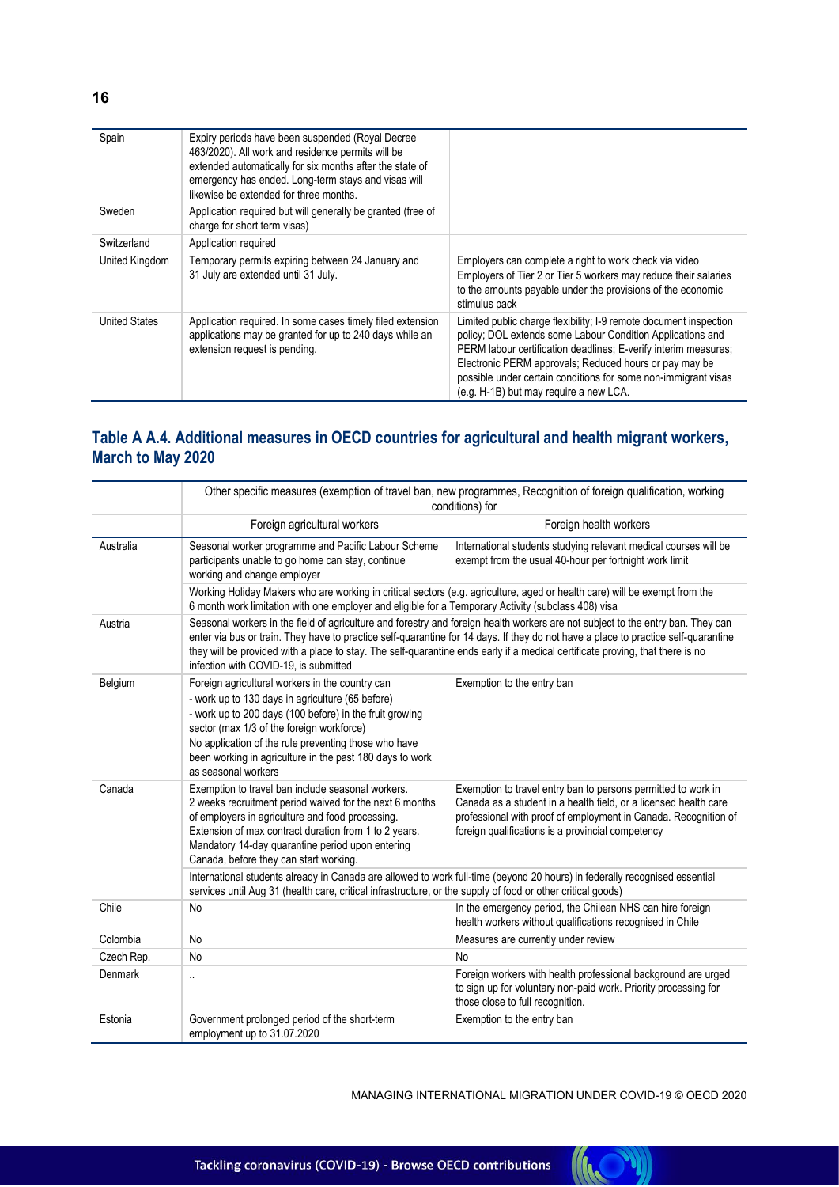| | | |
|---|---|---|
| Spain | Expiry periods have been suspended (Royal Decree 463/2020). All work and residence permits will be extended automatically for six months after the state of emergency has ended. Long-term stays and visas will likewise be extended for three months. | |
| Sweden | Application required but will generally be granted (free of charge for short term visas) | |
| Switzerland | Application required | |
| United Kingdom | Temporary permits expiring between 24 January and 31 July are extended until 31 July. | Employers can complete a right to work check via video Employers of Tier 2 or Tier 5 workers may reduce their salaries to the amounts payable under the provisions of the economic stimulus pack |
| United States | Application required. In some cases timely filed extension applications may be granted for up to 240 days while an extension request is pending. | Limited public charge flexibility; I-9 remote document inspection policy; DOL extends some Labour Condition Applications and PERM labour certification deadlines; E-verify interim measures; Electronic PERM approvals; Reduced hours or pay may be possible under certain conditions for some non-immigrant visas (e.g. H-1B) but may require a new LCA. |

## Table A A.4. Additional measures in OECD countries for agricultural and health migrant workers, March to May 2020

| | Other specific measures (exemption of travel ban, new programmes, Recognition of foreign qualification, working conditions) for | |
|---|---|---|
| | Foreign agricultural workers | Foreign health workers |
| Australia | Seasonal worker programme and Pacific Labour Scheme participants unable to go home can stay, continue working and change employer | International students studying relevant medical courses will be exempt from the usual 40-hour per fortnight work limit |
| | Working Holiday Makers who are working in critical sectors (e.g. agriculture, aged or health care) will be exempt from the 6 month work limitation with one employer and eligible for a Temporary Activity (subclass 408) visa | |
| Austria | Seasonal workers in the field of agriculture and forestry and foreign health workers are not subject to the entry ban. They can enter via bus or train. They have to practice self-quarantine for 14 days. If they do not have a place to practice self-quarantine they will be provided with a place to stay. The self-quarantine ends early if a medical certificate proving, that there is no infection with COVID-19, is submitted | |
| Belgium | Foreign agricultural workers in the country can<br>- work up to 130 days in agriculture (65 before)<br>- work up to 200 days (100 before) in the fruit growing sector (max 1/3 of the foreign workforce)<br>No application of the rule preventing those who have been working in agriculture in the past 180 days to work as seasonal workers | Exemption to the entry ban |
| Canada | Exemption to travel ban include seasonal workers. 2 weeks recruitment period waived for the next 6 months of employers in agriculture and food processing. Extension of max contract duration from 1 to 2 years. Mandatory 14-day quarantine period upon entering Canada, before they can start working. | Exemption to travel entry ban to persons permitted to work in Canada as a student in a health field, or a licensed health care professional with proof of employment in Canada. Recognition of foreign qualifications is a provincial competency |
| | International students already in Canada are allowed to work full-time (beyond 20 hours) in federally recognised essential services until Aug 31 (health care, critical infrastructure, or the supply of food or other critical goods) | |
| Chile | No | In the emergency period, the Chilean NHS can hire foreign health workers without qualifications recognised in Chile |
| Colombia | No | Measures are currently under review |
| Czech Rep. | No | No |
| Denmark | .. | Foreign workers with health professional background are urged to sign up for voluntary non-paid work. Priority processing for those close to full recognition. |
| Estonia | Government prolonged period of the short-term employment up to 31.07.2020 | Exemption to the entry ban |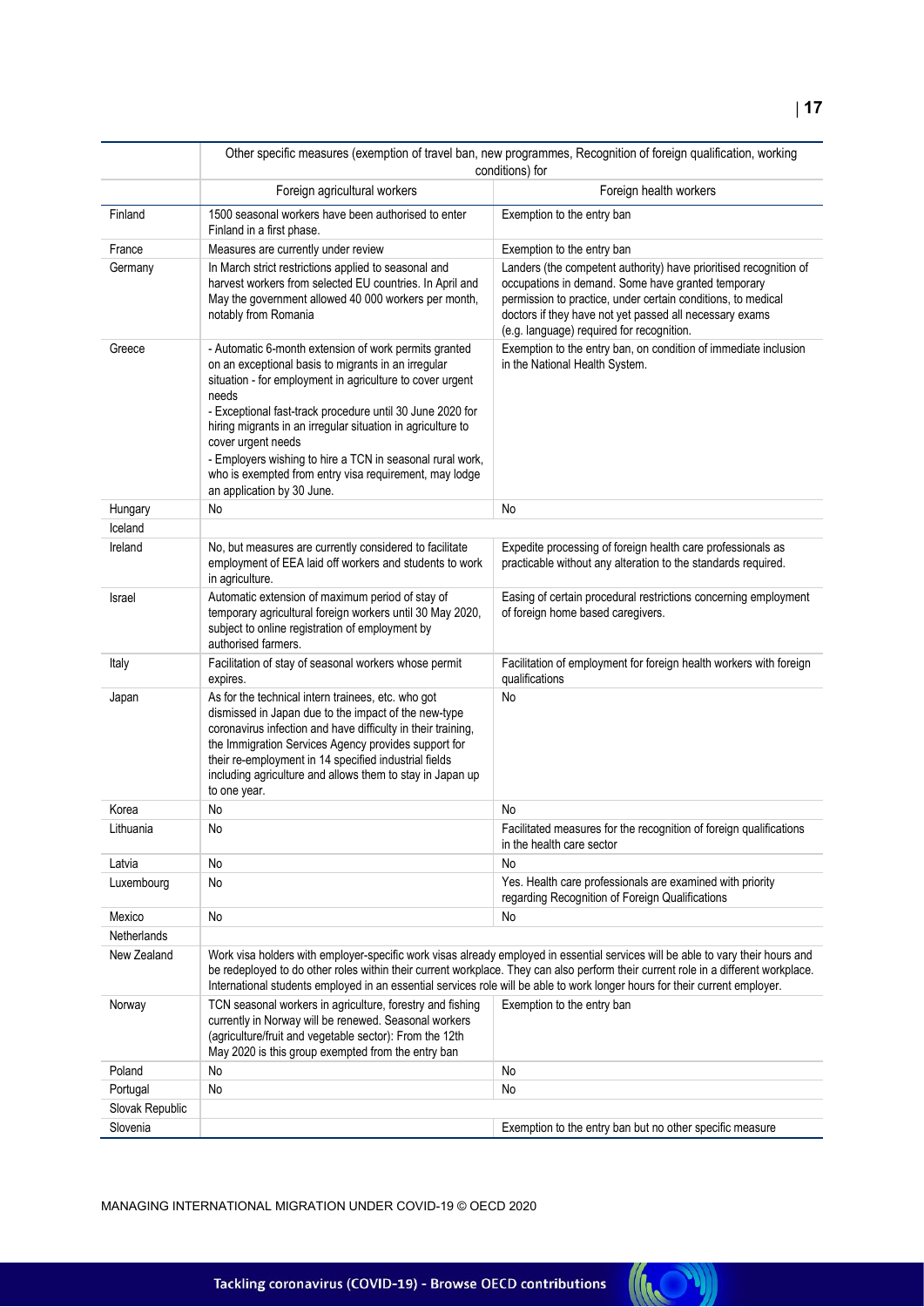| | Other specific measures (exemption of travel ban, new programmes, Recognition of foreign qualification, working conditions) for | |
|---|---|---|
| | Foreign agricultural workers | Foreign health workers |
| Finland | 1500 seasonal workers have been authorised to enter Finland in a first phase. | Exemption to the entry ban |
| France | Measures are currently under review | Exemption to the entry ban |
| Germany | In March strict restrictions applied to seasonal and harvest workers from selected EU countries. In April and May the government allowed 40 000 workers per month, notably from Romania | Landers (the competent authority) have prioritised recognition of occupations in demand. Some have granted temporary permission to practice, under certain conditions, to medical doctors if they have not yet passed all necessary exams (e.g. language) required for recognition. |
| Greece | - Automatic 6-month extension of work permits granted on an exceptional basis to migrants in an irregular situation - for employment in agriculture to cover urgent needs<br>- Exceptional fast-track procedure until 30 June 2020 for hiring migrants in an irregular situation in agriculture to cover urgent needs<br>- Employers wishing to hire a TCN in seasonal rural work, who is exempted from entry visa requirement, may lodge an application by 30 June. | Exemption to the entry ban, on condition of immediate inclusion in the National Health System. |
| Hungary | No | No |
| Iceland | | |
| Ireland | No, but measures are currently considered to facilitate employment of EEA laid off workers and students to work in agriculture. | Expedite processing of foreign health care professionals as practicable without any alteration to the standards required. |
| Israel | Automatic extension of maximum period of stay of temporary agricultural foreign workers until 30 May 2020, subject to online registration of employment by authorised farmers. | Easing of certain procedural restrictions concerning employment of foreign home based caregivers. |
| Italy | Facilitation of stay of seasonal workers whose permit expires. | Facilitation of employment for foreign health workers with foreign qualifications |
| Japan | As for the technical intern trainees, etc. who got dismissed in Japan due to the impact of the new-type coronavirus infection and have difficulty in their training, the Immigration Services Agency provides support for their re-employment in 14 specified industrial fields including agriculture and allows them to stay in Japan up to one year. | No |
| Korea | No | No |
| Lithuania | No | Facilitated measures for the recognition of foreign qualifications in the health care sector |
| Latvia | No | No |
| Luxembourg | No | Yes. Health care professionals are examined with priority regarding Recognition of Foreign Qualifications |
| Mexico | No | No |
| Netherlands | | |
| New Zealand | Work visa holders with employer-specific work visas already employed in essential services will be able to vary their hours and be redeployed to do other roles within their current workplace. They can also perform their current role in a different workplace. International students employed in an essential services role will be able to work longer hours for their current employer. | |
| Norway | TCN seasonal workers in agriculture, forestry and fishing currently in Norway will be renewed. Seasonal workers (agriculture/fruit and vegetable sector): From the 12th May 2020 is this group exempted from the entry ban | Exemption to the entry ban |
| Poland | No | No |
| Portugal | No | No |
| Slovak Republic | | |
| Slovenia | | Exemption to the entry ban but no other specific measure |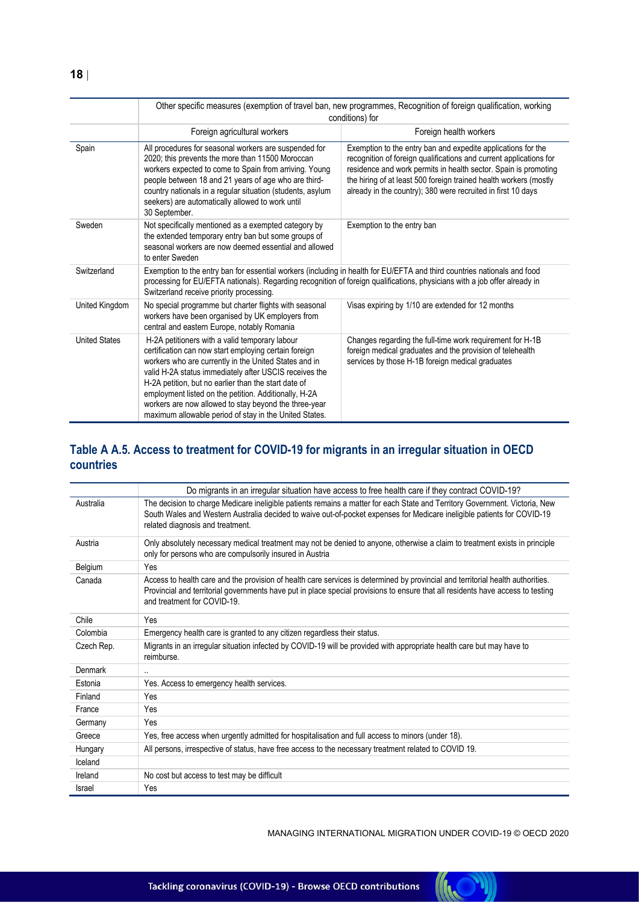| | Other specific measures (exemption of travel ban, new programmes, Recognition of foreign qualification, working conditions) for | |
|---|---|---|
| | Foreign agricultural workers | Foreign health workers |
| Spain | All procedures for seasonal workers are suspended for 2020; this prevents the more than 11500 Moroccan workers expected to come to Spain from arriving. Young people between 18 and 21 years of age who are third-country nationals in a regular situation (students, asylum seekers) are automatically allowed to work until 30 September. | Exemption to the entry ban and expedite applications for the recognition of foreign qualifications and current applications for residence and work permits in health sector. Spain is promoting the hiring of at least 500 foreign trained health workers (mostly already in the country); 380 were recruited in first 10 days |
| Sweden | Not specifically mentioned as a exempted category by the extended temporary entry ban but some groups of seasonal workers are now deemed essential and allowed to enter Sweden | Exemption to the entry ban |
| Switzerland | Exemption to the entry ban for essential workers (including in health for EU/EFTA and third countries nationals and food processing for EU/EFTA nationals). Regarding recognition of foreign qualifications, physicians with a job offer already in Switzerland receive priority processing. | |
| United Kingdom | No special programme but charter flights with seasonal workers have been organised by UK employers from central and eastern Europe, notably Romania | Visas expiring by 1/10 are extended for 12 months |
| United States | H-2A petitioners with a valid temporary labour certification can now start employing certain foreign workers who are currently in the United States and in valid H-2A status immediately after USCIS receives the H-2A petition, but no earlier than the start date of employment listed on the petition. Additionally, H-2A workers are now allowed to stay beyond the three-year maximum allowable period of stay in the United States. | Changes regarding the full-time work requirement for H-1B foreign medical graduates and the provision of telehealth services by those H-1B foreign medical graduates |

## Table A A.5. Access to treatment for COVID-19 for migrants in an irregular situation in OECD countries

| | Do migrants in an irregular situation have access to free health care if they contract COVID-19? |
|---|---|
| Australia | The decision to charge Medicare ineligible patients remains a matter for each State and Territory Government. Victoria, New South Wales and Western Australia decided to waive out-of-pocket expenses for Medicare ineligible patients for COVID-19 related diagnosis and treatment. |
| Austria | Only absolutely necessary medical treatment may not be denied to anyone, otherwise a claim to treatment exists in principle only for persons who are compulsorily insured in Austria |
| Belgium | Yes |
| Canada | Access to health care and the provision of health care services is determined by provincial and territorial health authorities. Provincial and territorial governments have put in place special provisions to ensure that all residents have access to testing and treatment for COVID-19. |
| Chile | Yes |
| Colombia | Emergency health care is granted to any citizen regardless their status. |
| Czech Rep. | Migrants in an irregular situation infected by COVID-19 will be provided with appropriate health care but may have to reimburse. |
| Denmark | .. |
| Estonia | Yes. Access to emergency health services. |
| Finland | Yes |
| France | Yes |
| Germany | Yes |
| Greece | Yes, free access when urgently admitted for hospitalisation and full access to minors (under 18). |
| Hungary | All persons, irrespective of status, have free access to the necessary treatment related to COVID 19. |
| Iceland | |
| Ireland | No cost but access to test may be difficult |
| Israel | Yes |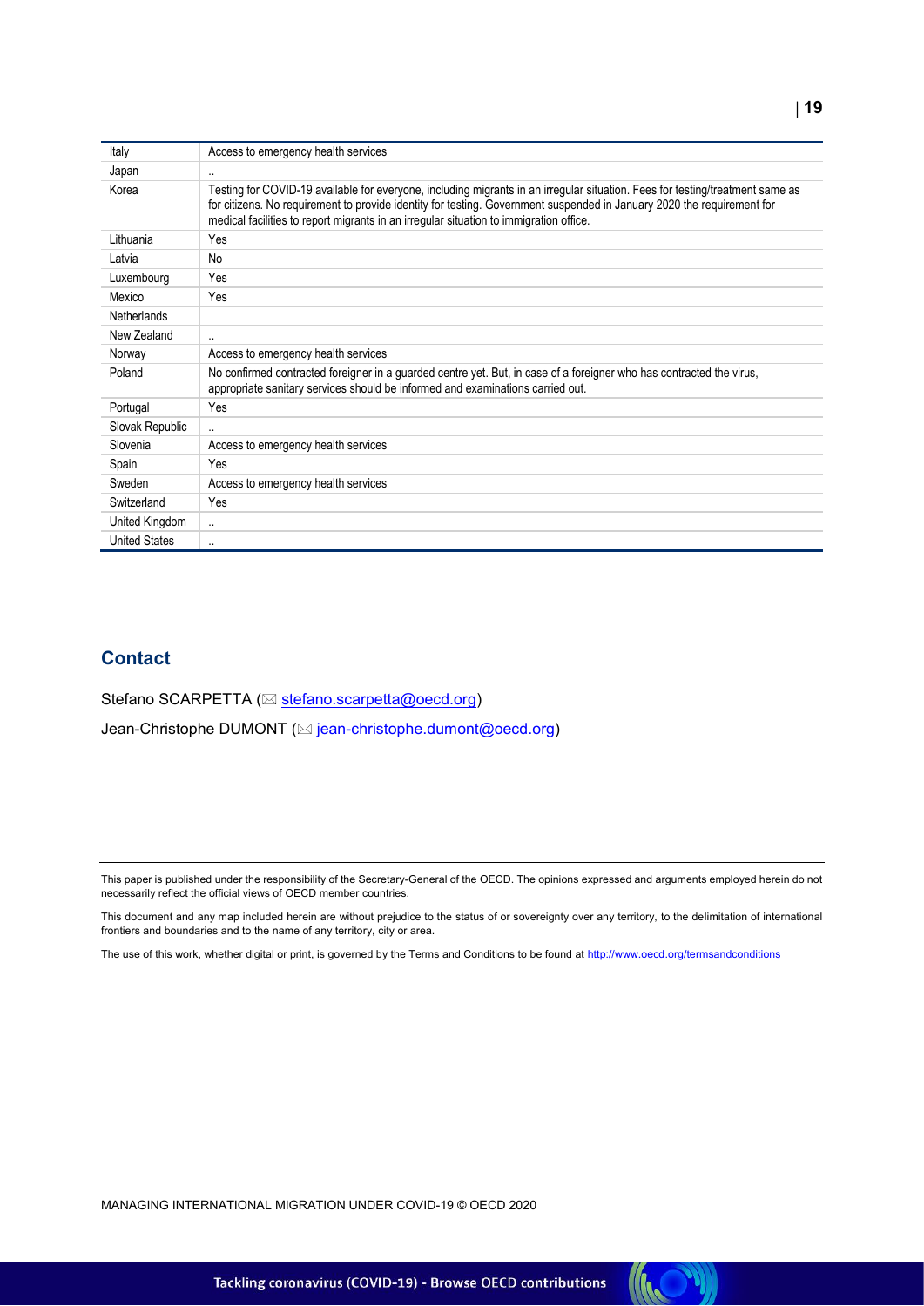| | |
|---|---|
| Italy | Access to emergency health services |
| Japan | .. |
| Korea | Testing for COVID-19 available for everyone, including migrants in an irregular situation. Fees for testing/treatment same as for citizens. No requirement to provide identity for testing. Government suspended in January 2020 the requirement for medical facilities to report migrants in an irregular situation to immigration office. |
| Lithuania | Yes |
| Latvia | No |
| Luxembourg | Yes |
| Mexico | Yes |
| Netherlands | |
| New Zealand | .. |
| Norway | Access to emergency health services |
| Poland | No confirmed contracted foreigner in a guarded centre yet. But, in case of a foreigner who has contracted the virus, appropriate sanitary services should be informed and examinations carried out. |
| Portugal | Yes |
| Slovak Republic | .. |
| Slovenia | Access to emergency health services |
| Spain | Yes |
| Sweden | Access to emergency health services |
| Switzerland | Yes |
| United Kingdom | .. |
| United States | .. |

## Contact

Stefano SCARPETTA (✉ stefano.scarpetta@oecd.org)

Jean-Christophe DUMONT (✉ jean-christophe.dumont@oecd.org)

This paper is published under the responsibility of the Secretary-General of the OECD. The opinions expressed and arguments employed herein do not necessarily reflect the official views of OECD member countries.

This document and any map included herein are without prejudice to the status of or sovereignty over any territory, to the delimitation of international frontiers and boundaries and to the name of any territory, city or area.

The use of this work, whether digital or print, is governed by the Terms and Conditions to be found at http://www.oecd.org/termsandconditions